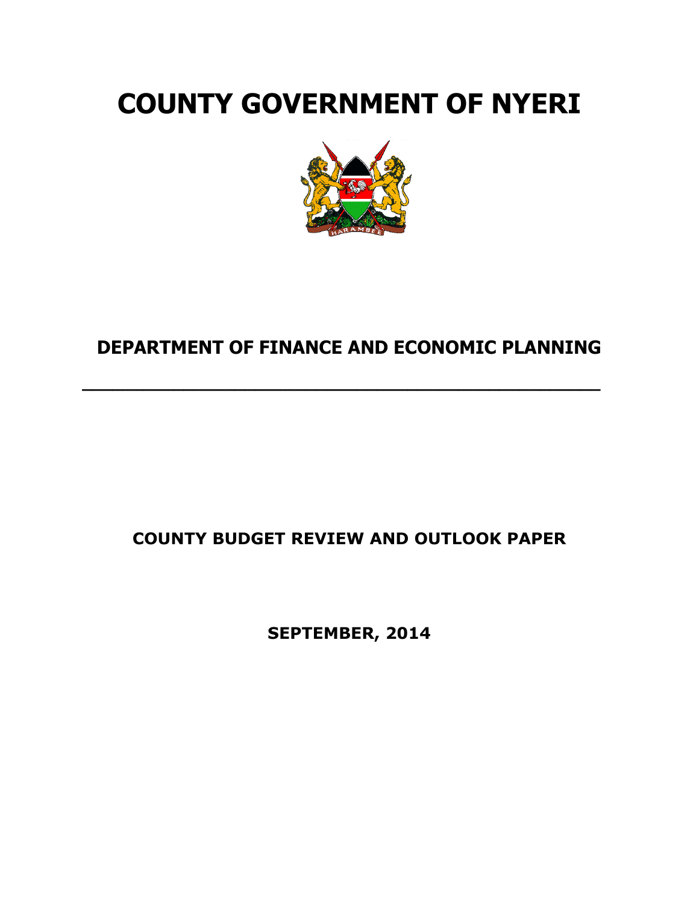# COUNTY GOVERNMENT OF NYERI

## DEPARTMENT OF FINANCE AND ECONOMIC PLANNING

---

## COUNTY BUDGET REVIEW AND OUTLOOK PAPER

**SEPTEMBER, 2014**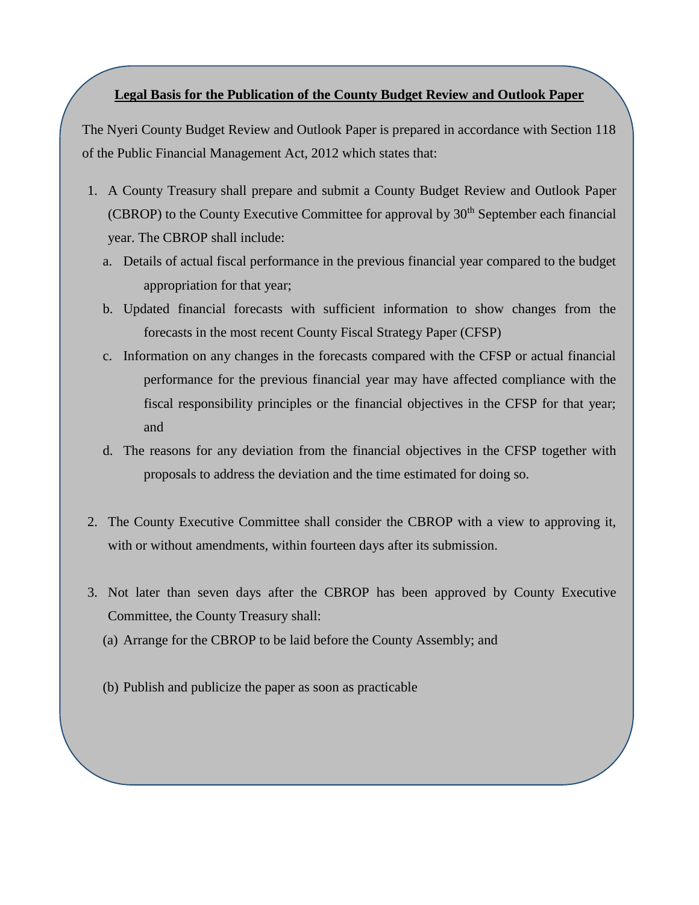**<u>Legal Basis for the Publication of the County Budget Review and Outlook Paper</u>**

The Nyeri County Budget Review and Outlook Paper is prepared in accordance with Section 118 of the Public Financial Management Act, 2012 which states that:

1. A County Treasury shall prepare and submit a County Budget Review and Outlook Paper (CBROP) to the County Executive Committee for approval by 30th September each financial year. The CBROP shall include:
   a. Details of actual fiscal performance in the previous financial year compared to the budget appropriation for that year;
   b. Updated financial forecasts with sufficient information to show changes from the forecasts in the most recent County Fiscal Strategy Paper (CFSP)
   c. Information on any changes in the forecasts compared with the CFSP or actual financial performance for the previous financial year may have affected compliance with the fiscal responsibility principles or the financial objectives in the CFSP for that year; and
   d. The reasons for any deviation from the financial objectives in the CFSP together with proposals to address the deviation and the time estimated for doing so.

2. The County Executive Committee shall consider the CBROP with a view to approving it, with or without amendments, within fourteen days after its submission.

3. Not later than seven days after the CBROP has been approved by County Executive Committee, the County Treasury shall:
   (a) Arrange for the CBROP to be laid before the County Assembly; and
   (b) Publish and publicize the paper as soon as practicable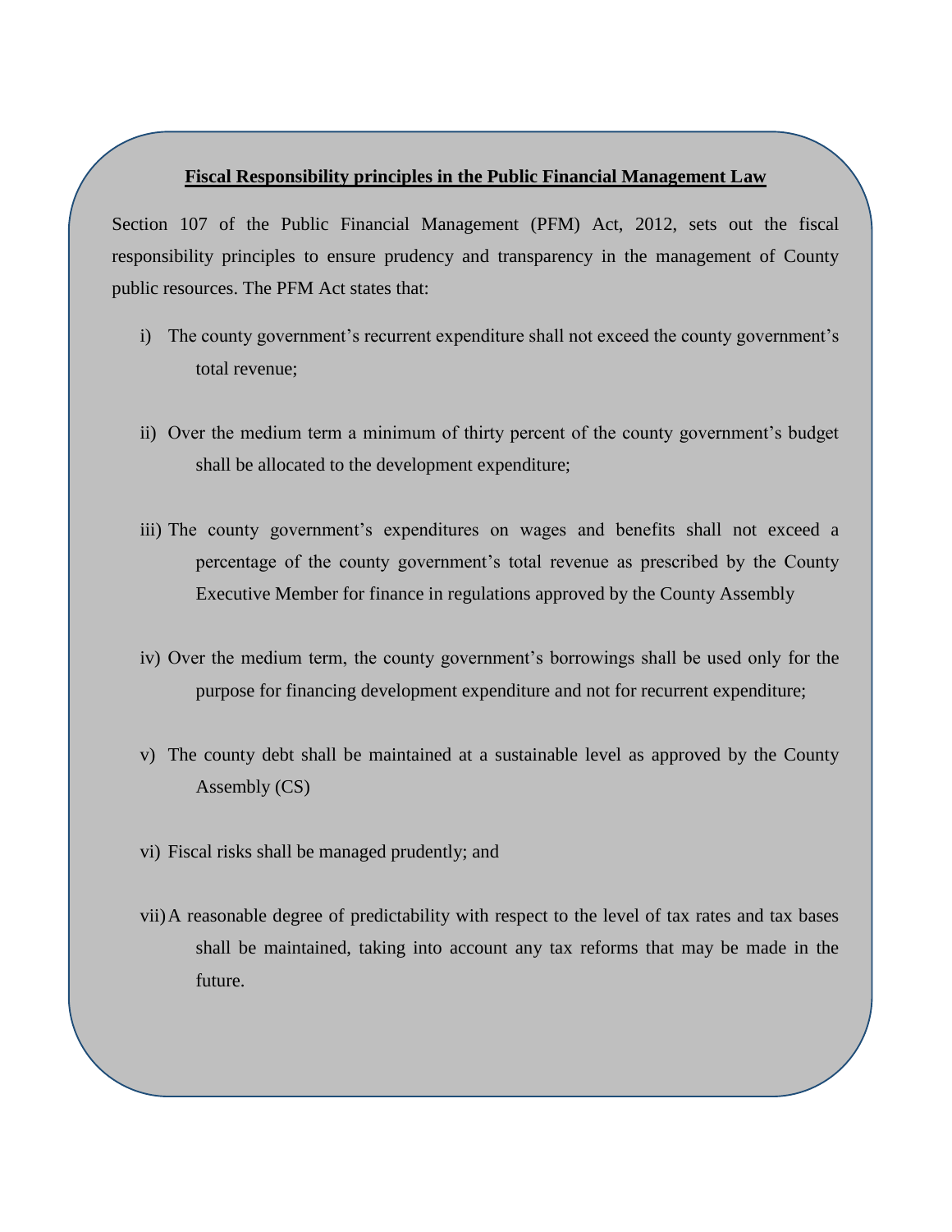**<u>Fiscal Responsibility principles in the Public Financial Management Law</u>**

Section 107 of the Public Financial Management (PFM) Act, 2012, sets out the fiscal responsibility principles to ensure prudency and transparency in the management of County public resources. The PFM Act states that:

i) The county government's recurrent expenditure shall not exceed the county government's total revenue;

ii) Over the medium term a minimum of thirty percent of the county government's budget shall be allocated to the development expenditure;

iii) The county government's expenditures on wages and benefits shall not exceed a percentage of the county government's total revenue as prescribed by the County Executive Member for finance in regulations approved by the County Assembly

iv) Over the medium term, the county government's borrowings shall be used only for the purpose for financing development expenditure and not for recurrent expenditure;

v) The county debt shall be maintained at a sustainable level as approved by the County Assembly (CS)

vi) Fiscal risks shall be managed prudently; and

vii) A reasonable degree of predictability with respect to the level of tax rates and tax bases shall be maintained, taking into account any tax reforms that may be made in the future.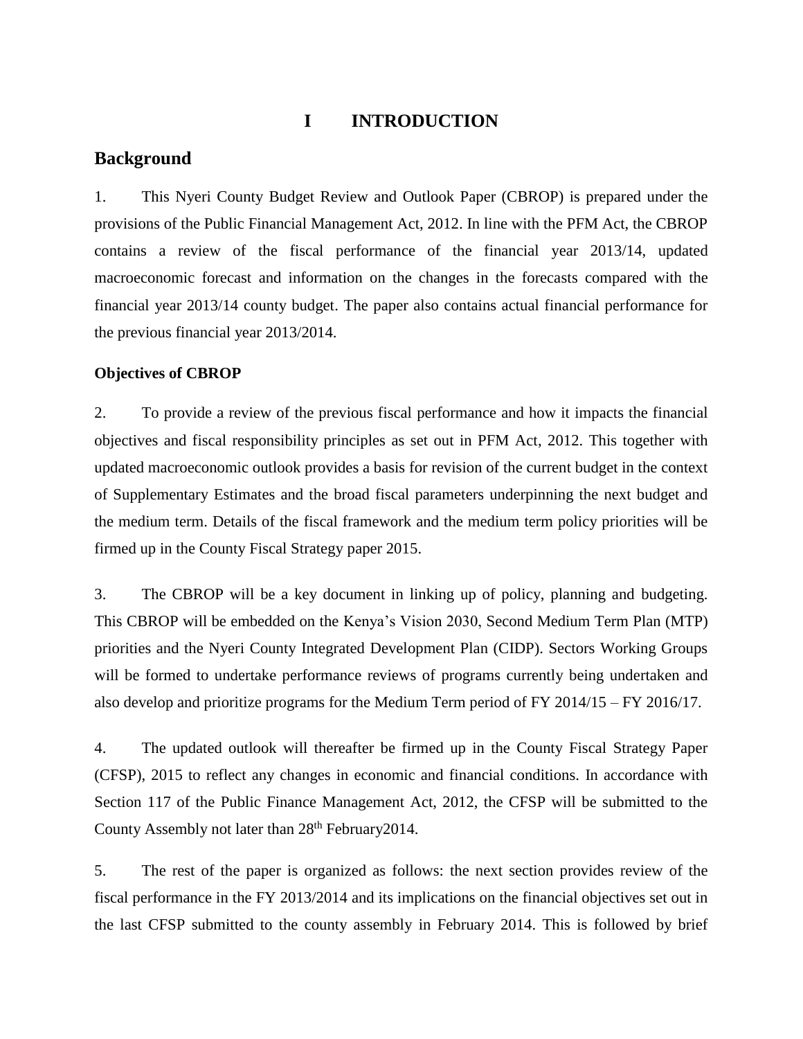# I INTRODUCTION

## Background

1. This Nyeri County Budget Review and Outlook Paper (CBROP) is prepared under the provisions of the Public Financial Management Act, 2012. In line with the PFM Act, the CBROP contains a review of the fiscal performance of the financial year 2013/14, updated macroeconomic forecast and information on the changes in the forecasts compared with the financial year 2013/14 county budget. The paper also contains actual financial performance for the previous financial year 2013/2014.

**Objectives of CBROP**

2. To provide a review of the previous fiscal performance and how it impacts the financial objectives and fiscal responsibility principles as set out in PFM Act, 2012. This together with updated macroeconomic outlook provides a basis for revision of the current budget in the context of Supplementary Estimates and the broad fiscal parameters underpinning the next budget and the medium term. Details of the fiscal framework and the medium term policy priorities will be firmed up in the County Fiscal Strategy paper 2015.

3. The CBROP will be a key document in linking up of policy, planning and budgeting. This CBROP will be embedded on the Kenya's Vision 2030, Second Medium Term Plan (MTP) priorities and the Nyeri County Integrated Development Plan (CIDP). Sectors Working Groups will be formed to undertake performance reviews of programs currently being undertaken and also develop and prioritize programs for the Medium Term period of FY 2014/15 – FY 2016/17.

4. The updated outlook will thereafter be firmed up in the County Fiscal Strategy Paper (CFSP), 2015 to reflect any changes in economic and financial conditions. In accordance with Section 117 of the Public Finance Management Act, 2012, the CFSP will be submitted to the County Assembly not later than 28th February2014.

5. The rest of the paper is organized as follows: the next section provides review of the fiscal performance in the FY 2013/2014 and its implications on the financial objectives set out in the last CFSP submitted to the county assembly in February 2014. This is followed by brief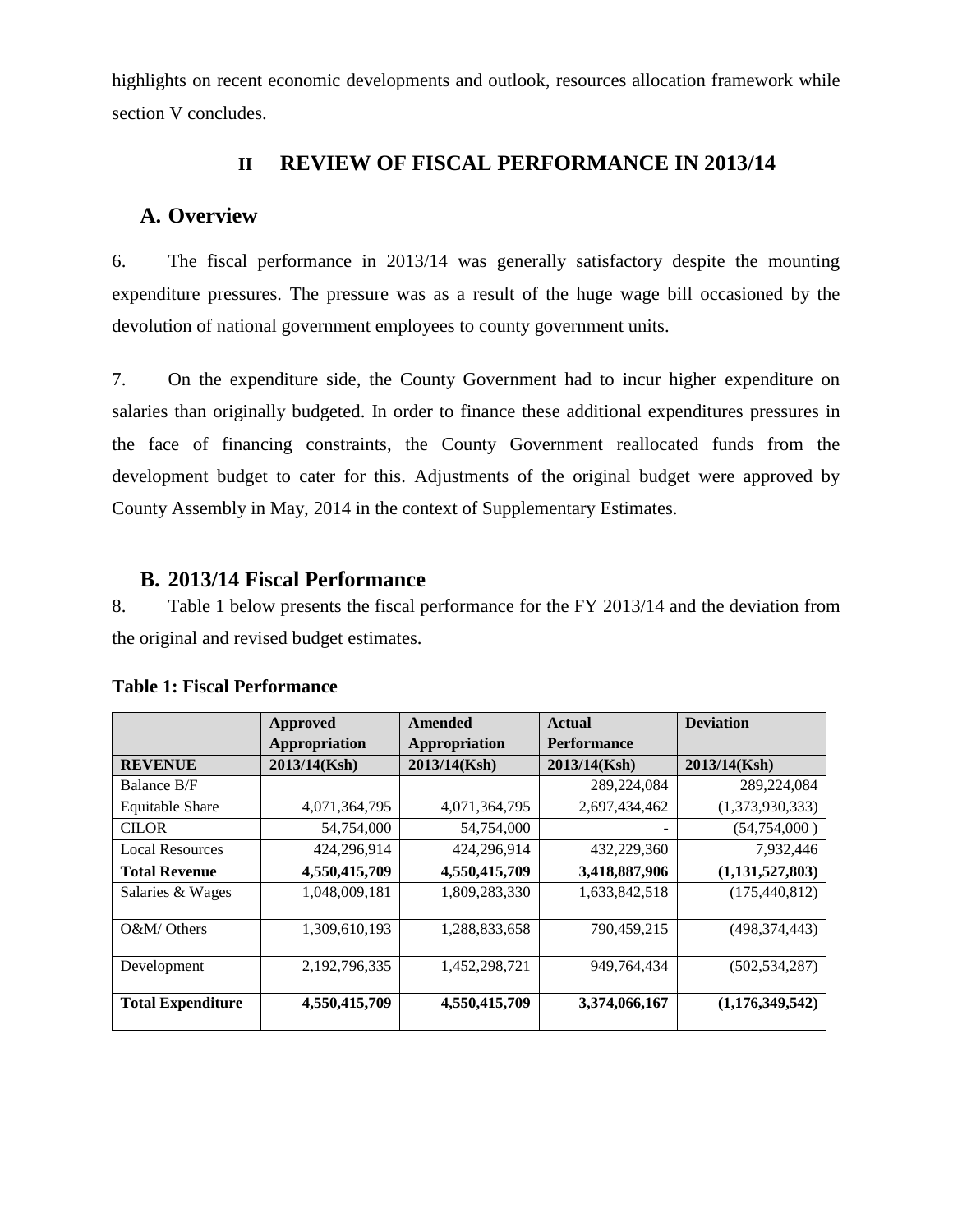highlights on recent economic developments and outlook, resources allocation framework while section V concludes.

## II REVIEW OF FISCAL PERFORMANCE IN 2013/14

### A. Overview

6. The fiscal performance in 2013/14 was generally satisfactory despite the mounting expenditure pressures. The pressure was as a result of the huge wage bill occasioned by the devolution of national government employees to county government units.

7. On the expenditure side, the County Government had to incur higher expenditure on salaries than originally budgeted. In order to finance these additional expenditures pressures in the face of financing constraints, the County Government reallocated funds from the development budget to cater for this. Adjustments of the original budget were approved by County Assembly in May, 2014 in the context of Supplementary Estimates.

### B. 2013/14 Fiscal Performance

8. Table 1 below presents the fiscal performance for the FY 2013/14 and the deviation from the original and revised budget estimates.

**Table 1: Fiscal Performance**

| | Approved Appropriation | Amended Appropriation | Actual Performance | Deviation |
|---|---|---|---|---|
| **REVENUE** | **2013/14(Ksh)** | **2013/14(Ksh)** | **2013/14(Ksh)** | **2013/14(Ksh)** |
| Balance B/F | | | 289,224,084 | 289,224,084 |
| Equitable Share | 4,071,364,795 | 4,071,364,795 | 2,697,434,462 | (1,373,930,333) |
| CILOR | 54,754,000 | 54,754,000 | - | (54,754,000 ) |
| Local Resources | 424,296,914 | 424,296,914 | 432,229,360 | 7,932,446 |
| **Total Revenue** | **4,550,415,709** | **4,550,415,709** | **3,418,887,906** | **(1,131,527,803)** |
| Salaries & Wages | 1,048,009,181 | 1,809,283,330 | 1,633,842,518 | (175,440,812) |
| O&M/ Others | 1,309,610,193 | 1,288,833,658 | 790,459,215 | (498,374,443) |
| Development | 2,192,796,335 | 1,452,298,721 | 949,764,434 | (502,534,287) |
| **Total Expenditure** | **4,550,415,709** | **4,550,415,709** | **3,374,066,167** | **(1,176,349,542)** |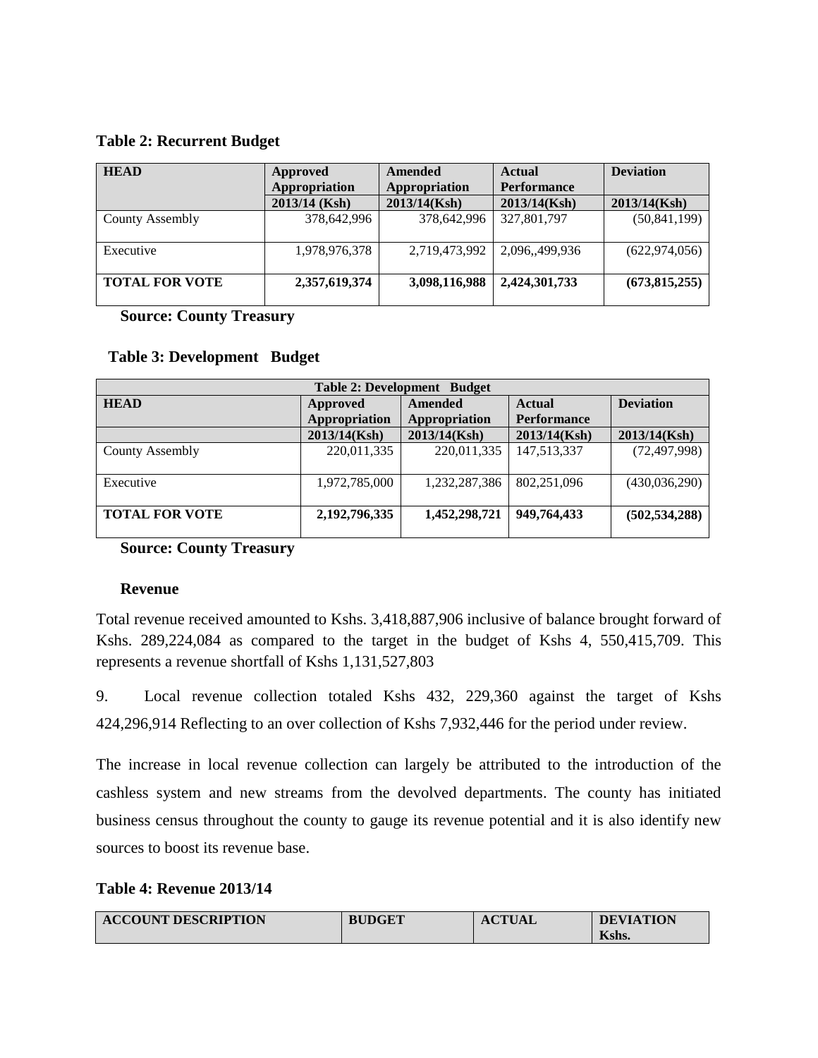**Table 2: Recurrent Budget**

| HEAD | Approved Appropriation | Amended Appropriation | Actual Performance | Deviation |
|---|---|---|---|---|
| | 2013/14 (Ksh) | 2013/14(Ksh) | 2013/14(Ksh) | 2013/14(Ksh) |
| County Assembly | 378,642,996 | 378,642,996 | 327,801,797 | (50,841,199) |
| Executive | 1,978,976,378 | 2,719,473,992 | 2,096,,499,936 | (622,974,056) |
| **TOTAL FOR VOTE** | **2,357,619,374** | **3,098,116,988** | **2,424,301,733** | **(673,815,255)** |

**Source: County Treasury**

**Table 3: Development Budget**

| **Table 2: Development Budget** | | | | |
|---|---|---|---|---|
| **HEAD** | **Approved Appropriation** | **Amended Appropriation** | **Actual Performance** | **Deviation** |
| | 2013/14(Ksh) | 2013/14(Ksh) | 2013/14(Ksh) | 2013/14(Ksh) |
| County Assembly | 220,011,335 | 220,011,335 | 147,513,337 | (72,497,998) |
| Executive | 1,972,785,000 | 1,232,287,386 | 802,251,096 | (430,036,290) |
| **TOTAL FOR VOTE** | **2,192,796,335** | **1,452,298,721** | **949,764,433** | **(502,534,288)** |

**Source: County Treasury**

**Revenue**

Total revenue received amounted to Kshs. 3,418,887,906 inclusive of balance brought forward of Kshs. 289,224,084 as compared to the target in the budget of Kshs 4, 550,415,709. This represents a revenue shortfall of Kshs 1,131,527,803

9. Local revenue collection totaled Kshs 432, 229,360 against the target of Kshs 424,296,914 Reflecting to an over collection of Kshs 7,932,446 for the period under review.

The increase in local revenue collection can largely be attributed to the introduction of the cashless system and new streams from the devolved departments. The county has initiated business census throughout the county to gauge its revenue potential and it is also identify new sources to boost its revenue base.

**Table 4: Revenue 2013/14**

| ACCOUNT DESCRIPTION | BUDGET | ACTUAL | DEVIATION Kshs. |
|---|---|---|---|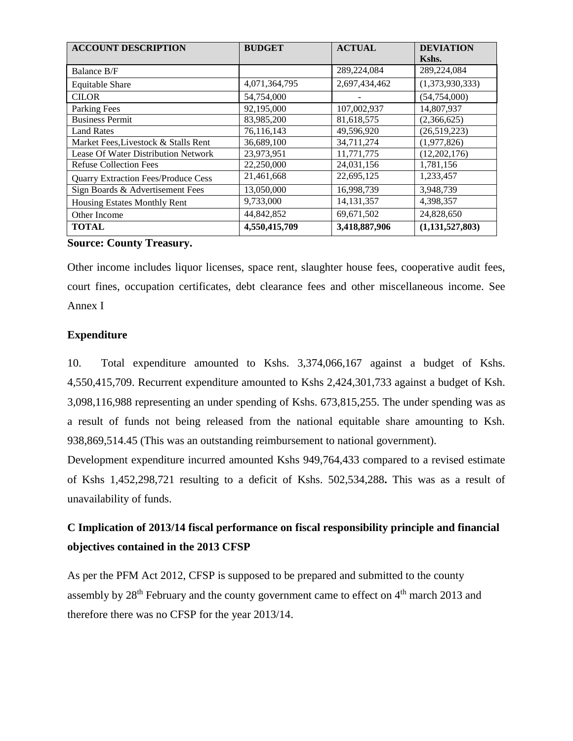| ACCOUNT DESCRIPTION | BUDGET | ACTUAL | DEVIATION Kshs. |
|---|---|---|---|
| Balance B/F | | 289,224,084 | 289,224,084 |
| Equitable Share | 4,071,364,795 | 2,697,434,462 | (1,373,930,333) |
| CILOR | 54,754,000 | - | (54,754,000) |
| Parking Fees | 92,195,000 | 107,002,937 | 14,807,937 |
| Business Permit | 83,985,200 | 81,618,575 | (2,366,625) |
| Land Rates | 76,116,143 | 49,596,920 | (26,519,223) |
| Market Fees,Livestock & Stalls Rent | 36,689,100 | 34,711,274 | (1,977,826) |
| Lease Of Water Distribution Network | 23,973,951 | 11,771,775 | (12,202,176) |
| Refuse Collection Fees | 22,250,000 | 24,031,156 | 1,781,156 |
| Quarry Extraction Fees/Produce Cess | 21,461,668 | 22,695,125 | 1,233,457 |
| Sign Boards & Advertisement Fees | 13,050,000 | 16,998,739 | 3,948,739 |
| Housing Estates Monthly Rent | 9,733,000 | 14,131,357 | 4,398,357 |
| Other Income | 44,842,852 | 69,671,502 | 24,828,650 |
| **TOTAL** | **4,550,415,709** | **3,418,887,906** | **(1,131,527,803)** |

**Source: County Treasury.**

Other income includes liquor licenses, space rent, slaughter house fees, cooperative audit fees, court fines, occupation certificates, debt clearance fees and other miscellaneous income. See Annex I

**Expenditure**

10. Total expenditure amounted to Kshs. 3,374,066,167 against a budget of Kshs. 4,550,415,709. Recurrent expenditure amounted to Kshs 2,424,301,733 against a budget of Ksh. 3,098,116,988 representing an under spending of Kshs. 673,815,255. The under spending was as a result of funds not being released from the national equitable share amounting to Ksh. 938,869,514.45 (This was an outstanding reimbursement to national government).

Development expenditure incurred amounted Kshs 949,764,433 compared to a revised estimate of Kshs 1,452,298,721 resulting to a deficit of Kshs. 502,534,288**.** This was as a result of unavailability of funds.

## C Implication of 2013/14 fiscal performance on fiscal responsibility principle and financial objectives contained in the 2013 CFSP

As per the PFM Act 2012, CFSP is supposed to be prepared and submitted to the county assembly by 28th February and the county government came to effect on 4th march 2013 and therefore there was no CFSP for the year 2013/14.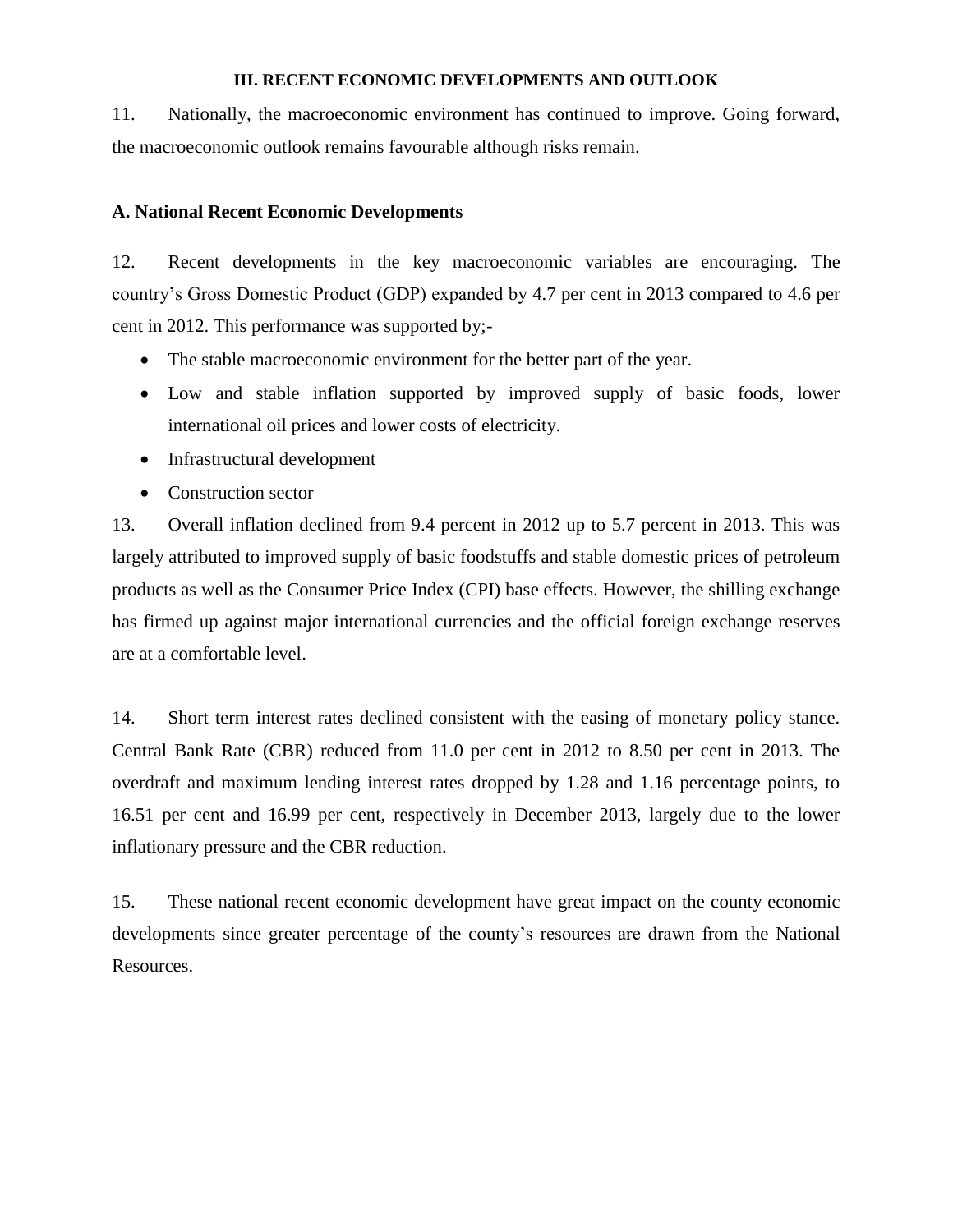## III. RECENT ECONOMIC DEVELOPMENTS AND OUTLOOK

11. Nationally, the macroeconomic environment has continued to improve. Going forward, the macroeconomic outlook remains favourable although risks remain.

### A. National Recent Economic Developments

12. Recent developments in the key macroeconomic variables are encouraging. The country's Gross Domestic Product (GDP) expanded by 4.7 per cent in 2013 compared to 4.6 per cent in 2012. This performance was supported by;-

- The stable macroeconomic environment for the better part of the year.
- Low and stable inflation supported by improved supply of basic foods, lower international oil prices and lower costs of electricity.
- Infrastructural development
- Construction sector

13. Overall inflation declined from 9.4 percent in 2012 up to 5.7 percent in 2013. This was largely attributed to improved supply of basic foodstuffs and stable domestic prices of petroleum products as well as the Consumer Price Index (CPI) base effects. However, the shilling exchange has firmed up against major international currencies and the official foreign exchange reserves are at a comfortable level.

14. Short term interest rates declined consistent with the easing of monetary policy stance. Central Bank Rate (CBR) reduced from 11.0 per cent in 2012 to 8.50 per cent in 2013. The overdraft and maximum lending interest rates dropped by 1.28 and 1.16 percentage points, to 16.51 per cent and 16.99 per cent, respectively in December 2013, largely due to the lower inflationary pressure and the CBR reduction.

15. These national recent economic development have great impact on the county economic developments since greater percentage of the county's resources are drawn from the National Resources.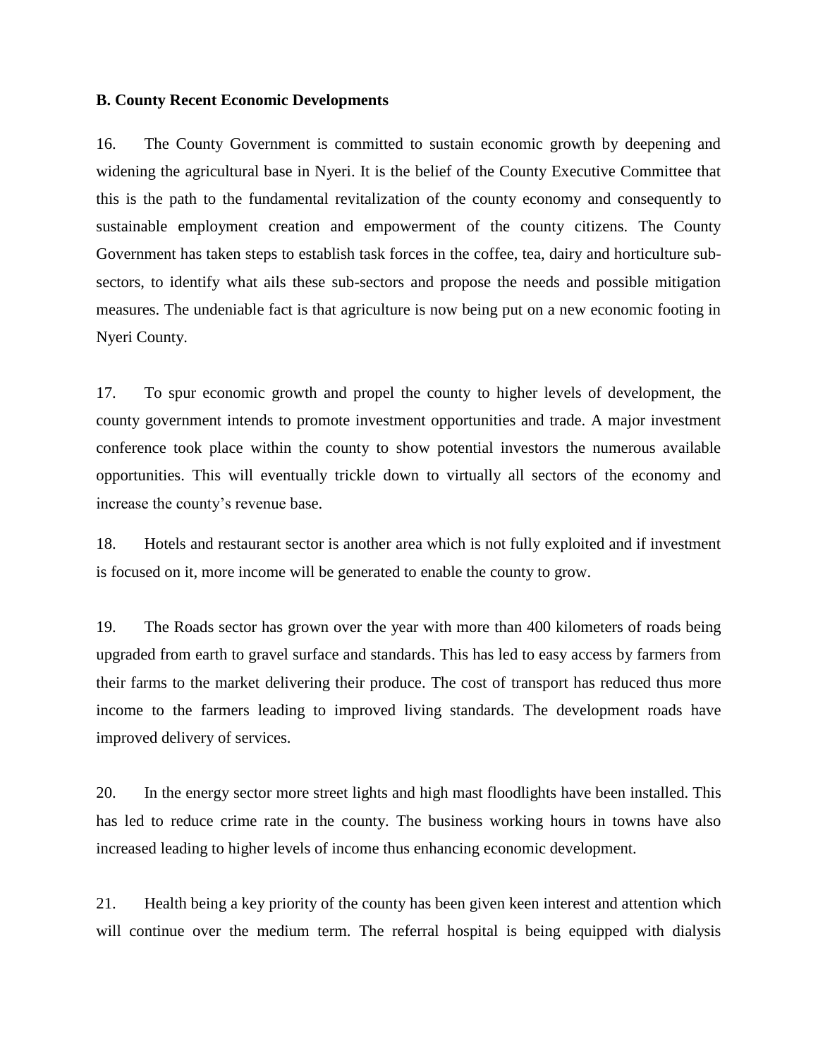**B. County Recent Economic Developments**

16. The County Government is committed to sustain economic growth by deepening and widening the agricultural base in Nyeri. It is the belief of the County Executive Committee that this is the path to the fundamental revitalization of the county economy and consequently to sustainable employment creation and empowerment of the county citizens. The County Government has taken steps to establish task forces in the coffee, tea, dairy and horticulture sub-sectors, to identify what ails these sub-sectors and propose the needs and possible mitigation measures. The undeniable fact is that agriculture is now being put on a new economic footing in Nyeri County.

17. To spur economic growth and propel the county to higher levels of development, the county government intends to promote investment opportunities and trade. A major investment conference took place within the county to show potential investors the numerous available opportunities. This will eventually trickle down to virtually all sectors of the economy and increase the county's revenue base.

18. Hotels and restaurant sector is another area which is not fully exploited and if investment is focused on it, more income will be generated to enable the county to grow.

19. The Roads sector has grown over the year with more than 400 kilometers of roads being upgraded from earth to gravel surface and standards. This has led to easy access by farmers from their farms to the market delivering their produce. The cost of transport has reduced thus more income to the farmers leading to improved living standards. The development roads have improved delivery of services.

20. In the energy sector more street lights and high mast floodlights have been installed. This has led to reduce crime rate in the county. The business working hours in towns have also increased leading to higher levels of income thus enhancing economic development.

21. Health being a key priority of the county has been given keen interest and attention which will continue over the medium term. The referral hospital is being equipped with dialysis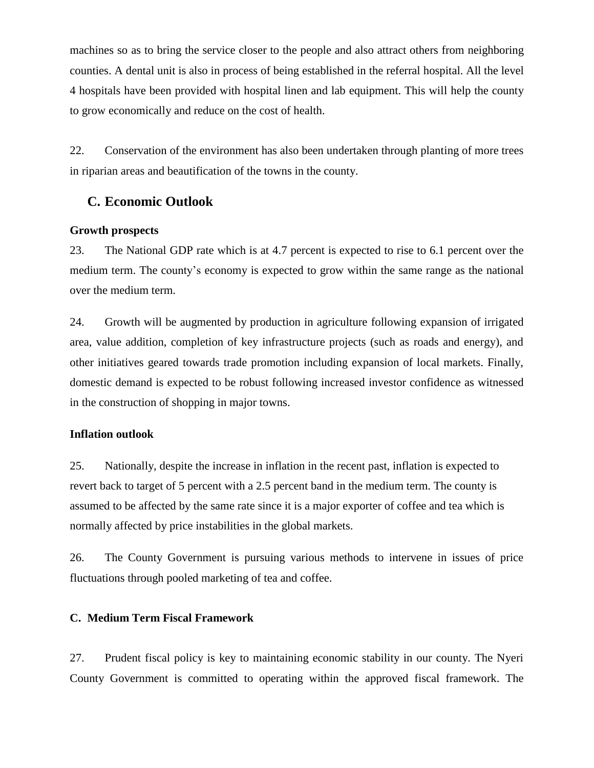machines so as to bring the service closer to the people and also attract others from neighboring counties. A dental unit is also in process of being established in the referral hospital. All the level 4 hospitals have been provided with hospital linen and lab equipment. This will help the county to grow economically and reduce on the cost of health.

22. Conservation of the environment has also been undertaken through planting of more trees in riparian areas and beautification of the towns in the county.

## C. Economic Outlook

**Growth prospects**

23. The National GDP rate which is at 4.7 percent is expected to rise to 6.1 percent over the medium term. The county's economy is expected to grow within the same range as the national over the medium term.

24. Growth will be augmented by production in agriculture following expansion of irrigated area, value addition, completion of key infrastructure projects (such as roads and energy), and other initiatives geared towards trade promotion including expansion of local markets. Finally, domestic demand is expected to be robust following increased investor confidence as witnessed in the construction of shopping in major towns.

**Inflation outlook**

25. Nationally, despite the increase in inflation in the recent past, inflation is expected to revert back to target of 5 percent with a 2.5 percent band in the medium term. The county is assumed to be affected by the same rate since it is a major exporter of coffee and tea which is normally affected by price instabilities in the global markets.

26. The County Government is pursuing various methods to intervene in issues of price fluctuations through pooled marketing of tea and coffee.

### C. Medium Term Fiscal Framework

27. Prudent fiscal policy is key to maintaining economic stability in our county. The Nyeri County Government is committed to operating within the approved fiscal framework. The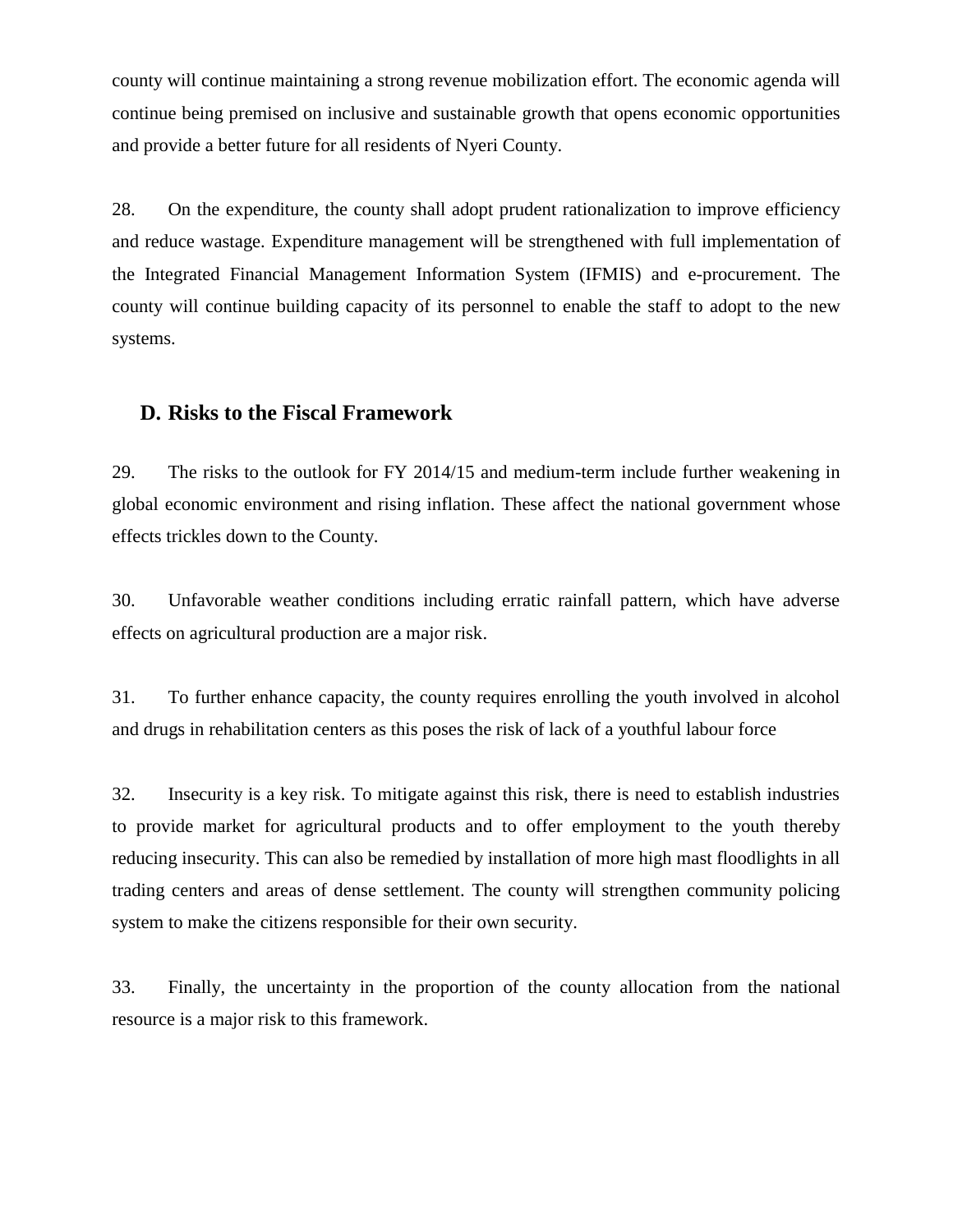county will continue maintaining a strong revenue mobilization effort. The economic agenda will continue being premised on inclusive and sustainable growth that opens economic opportunities and provide a better future for all residents of Nyeri County.

28. On the expenditure, the county shall adopt prudent rationalization to improve efficiency and reduce wastage. Expenditure management will be strengthened with full implementation of the Integrated Financial Management Information System (IFMIS) and e-procurement. The county will continue building capacity of its personnel to enable the staff to adopt to the new systems.

## D. Risks to the Fiscal Framework

29. The risks to the outlook for FY 2014/15 and medium-term include further weakening in global economic environment and rising inflation. These affect the national government whose effects trickles down to the County.

30. Unfavorable weather conditions including erratic rainfall pattern, which have adverse effects on agricultural production are a major risk.

31. To further enhance capacity, the county requires enrolling the youth involved in alcohol and drugs in rehabilitation centers as this poses the risk of lack of a youthful labour force

32. Insecurity is a key risk. To mitigate against this risk, there is need to establish industries to provide market for agricultural products and to offer employment to the youth thereby reducing insecurity. This can also be remedied by installation of more high mast floodlights in all trading centers and areas of dense settlement. The county will strengthen community policing system to make the citizens responsible for their own security.

33. Finally, the uncertainty in the proportion of the county allocation from the national resource is a major risk to this framework.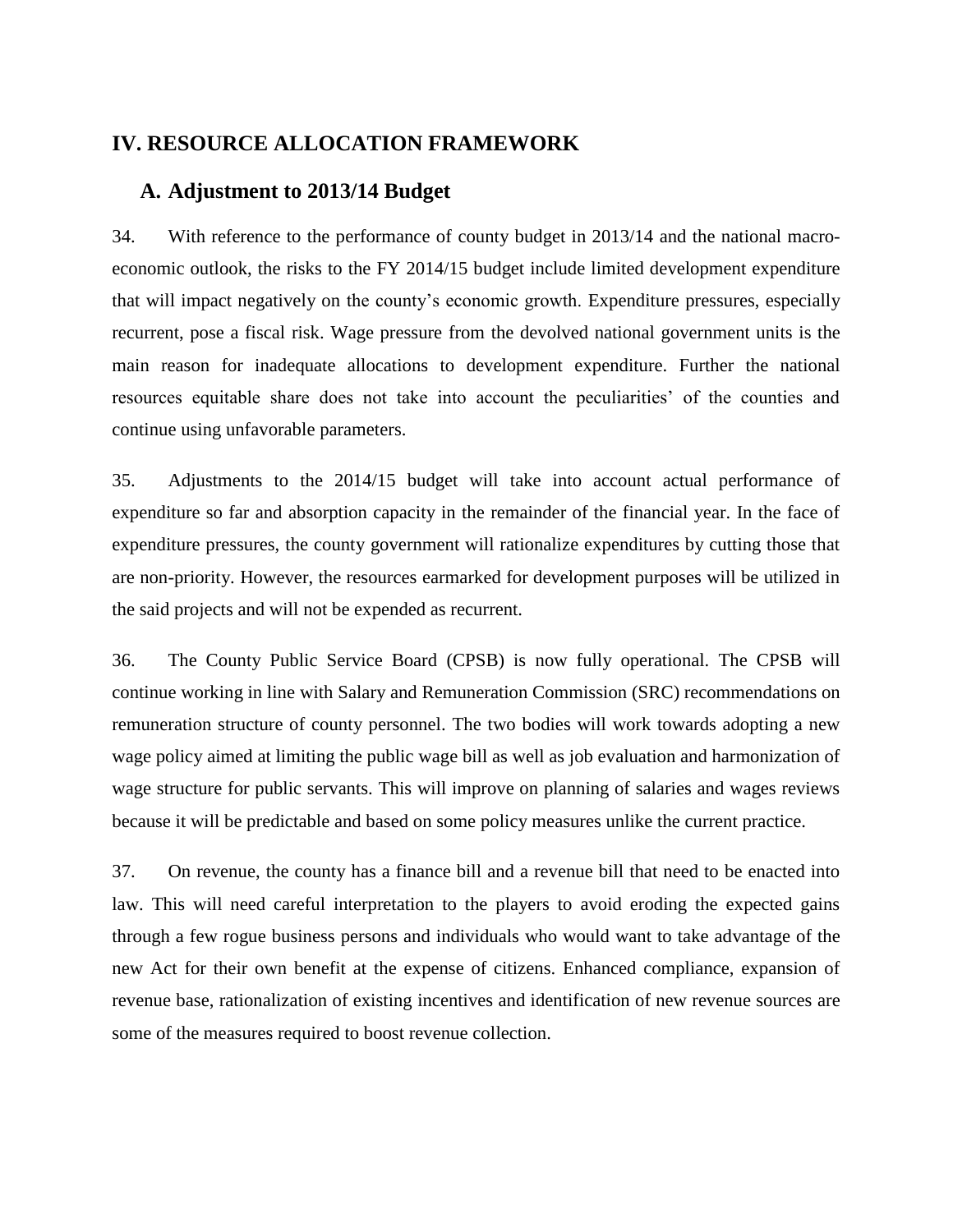# IV. RESOURCE ALLOCATION FRAMEWORK

## A. Adjustment to 2013/14 Budget

34. With reference to the performance of county budget in 2013/14 and the national macro-economic outlook, the risks to the FY 2014/15 budget include limited development expenditure that will impact negatively on the county's economic growth. Expenditure pressures, especially recurrent, pose a fiscal risk. Wage pressure from the devolved national government units is the main reason for inadequate allocations to development expenditure. Further the national resources equitable share does not take into account the peculiarities' of the counties and continue using unfavorable parameters.

35. Adjustments to the 2014/15 budget will take into account actual performance of expenditure so far and absorption capacity in the remainder of the financial year. In the face of expenditure pressures, the county government will rationalize expenditures by cutting those that are non-priority. However, the resources earmarked for development purposes will be utilized in the said projects and will not be expended as recurrent.

36. The County Public Service Board (CPSB) is now fully operational. The CPSB will continue working in line with Salary and Remuneration Commission (SRC) recommendations on remuneration structure of county personnel. The two bodies will work towards adopting a new wage policy aimed at limiting the public wage bill as well as job evaluation and harmonization of wage structure for public servants. This will improve on planning of salaries and wages reviews because it will be predictable and based on some policy measures unlike the current practice.

37. On revenue, the county has a finance bill and a revenue bill that need to be enacted into law. This will need careful interpretation to the players to avoid eroding the expected gains through a few rogue business persons and individuals who would want to take advantage of the new Act for their own benefit at the expense of citizens. Enhanced compliance, expansion of revenue base, rationalization of existing incentives and identification of new revenue sources are some of the measures required to boost revenue collection.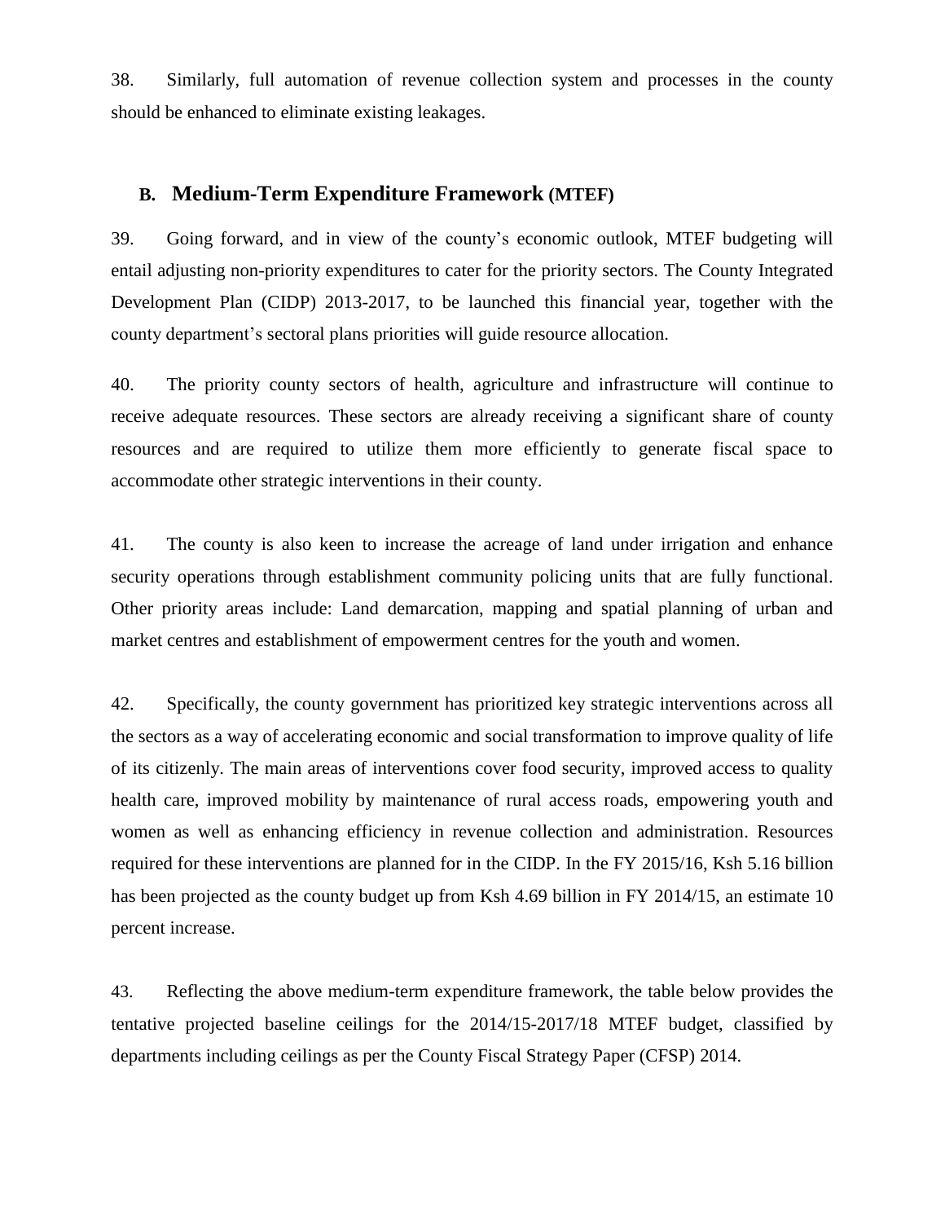38. Similarly, full automation of revenue collection system and processes in the county should be enhanced to eliminate existing leakages.

## B. Medium-Term Expenditure Framework (MTEF)

39. Going forward, and in view of the county's economic outlook, MTEF budgeting will entail adjusting non-priority expenditures to cater for the priority sectors. The County Integrated Development Plan (CIDP) 2013-2017, to be launched this financial year, together with the county department's sectoral plans priorities will guide resource allocation.

40. The priority county sectors of health, agriculture and infrastructure will continue to receive adequate resources. These sectors are already receiving a significant share of county resources and are required to utilize them more efficiently to generate fiscal space to accommodate other strategic interventions in their county.

41. The county is also keen to increase the acreage of land under irrigation and enhance security operations through establishment community policing units that are fully functional. Other priority areas include: Land demarcation, mapping and spatial planning of urban and market centres and establishment of empowerment centres for the youth and women.

42. Specifically, the county government has prioritized key strategic interventions across all the sectors as a way of accelerating economic and social transformation to improve quality of life of its citizenly. The main areas of interventions cover food security, improved access to quality health care, improved mobility by maintenance of rural access roads, empowering youth and women as well as enhancing efficiency in revenue collection and administration. Resources required for these interventions are planned for in the CIDP. In the FY 2015/16, Ksh 5.16 billion has been projected as the county budget up from Ksh 4.69 billion in FY 2014/15, an estimate 10 percent increase.

43. Reflecting the above medium-term expenditure framework, the table below provides the tentative projected baseline ceilings for the 2014/15-2017/18 MTEF budget, classified by departments including ceilings as per the County Fiscal Strategy Paper (CFSP) 2014.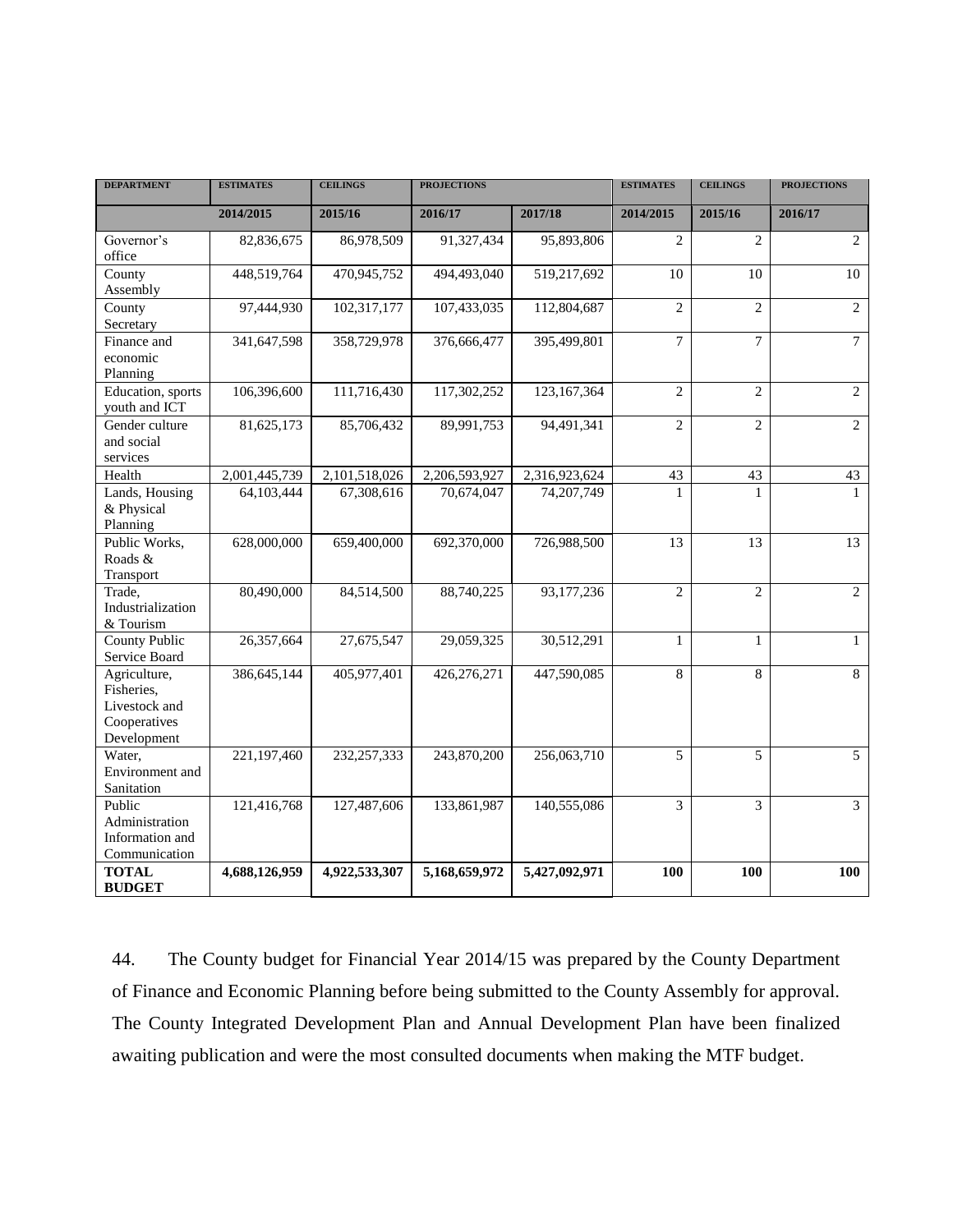| DEPARTMENT | ESTIMATES | CEILINGS | PROJECTIONS | | ESTIMATES | CEILINGS | PROJECTIONS |
|---|---|---|---|---|---|---|---|
| | 2014/2015 | 2015/16 | 2016/17 | 2017/18 | 2014/2015 | 2015/16 | 2016/17 |
| Governor's office | 82,836,675 | 86,978,509 | 91,327,434 | 95,893,806 | 2 | 2 | 2 |
| County Assembly | 448,519,764 | 470,945,752 | 494,493,040 | 519,217,692 | 10 | 10 | 10 |
| County Secretary | 97,444,930 | 102,317,177 | 107,433,035 | 112,804,687 | 2 | 2 | 2 |
| Finance and economic Planning | 341,647,598 | 358,729,978 | 376,666,477 | 395,499,801 | 7 | 7 | 7 |
| Education, sports youth and ICT | 106,396,600 | 111,716,430 | 117,302,252 | 123,167,364 | 2 | 2 | 2 |
| Gender culture and social services | 81,625,173 | 85,706,432 | 89,991,753 | 94,491,341 | 2 | 2 | 2 |
| Health | 2,001,445,739 | 2,101,518,026 | 2,206,593,927 | 2,316,923,624 | 43 | 43 | 43 |
| Lands, Housing & Physical Planning | 64,103,444 | 67,308,616 | 70,674,047 | 74,207,749 | 1 | 1 | 1 |
| Public Works, Roads & Transport | 628,000,000 | 659,400,000 | 692,370,000 | 726,988,500 | 13 | 13 | 13 |
| Trade, Industrialization & Tourism | 80,490,000 | 84,514,500 | 88,740,225 | 93,177,236 | 2 | 2 | 2 |
| County Public Service Board | 26,357,664 | 27,675,547 | 29,059,325 | 30,512,291 | 1 | 1 | 1 |
| Agriculture, Fisheries, Livestock and Cooperatives Development | 386,645,144 | 405,977,401 | 426,276,271 | 447,590,085 | 8 | 8 | 8 |
| Water, Environment and Sanitation | 221,197,460 | 232,257,333 | 243,870,200 | 256,063,710 | 5 | 5 | 5 |
| Public Administration Information and Communication | 121,416,768 | 127,487,606 | 133,861,987 | 140,555,086 | 3 | 3 | 3 |
| **TOTAL BUDGET** | **4,688,126,959** | **4,922,533,307** | **5,168,659,972** | **5,427,092,971** | **100** | **100** | **100** |

44. The County budget for Financial Year 2014/15 was prepared by the County Department of Finance and Economic Planning before being submitted to the County Assembly for approval. The County Integrated Development Plan and Annual Development Plan have been finalized awaiting publication and were the most consulted documents when making the MTF budget.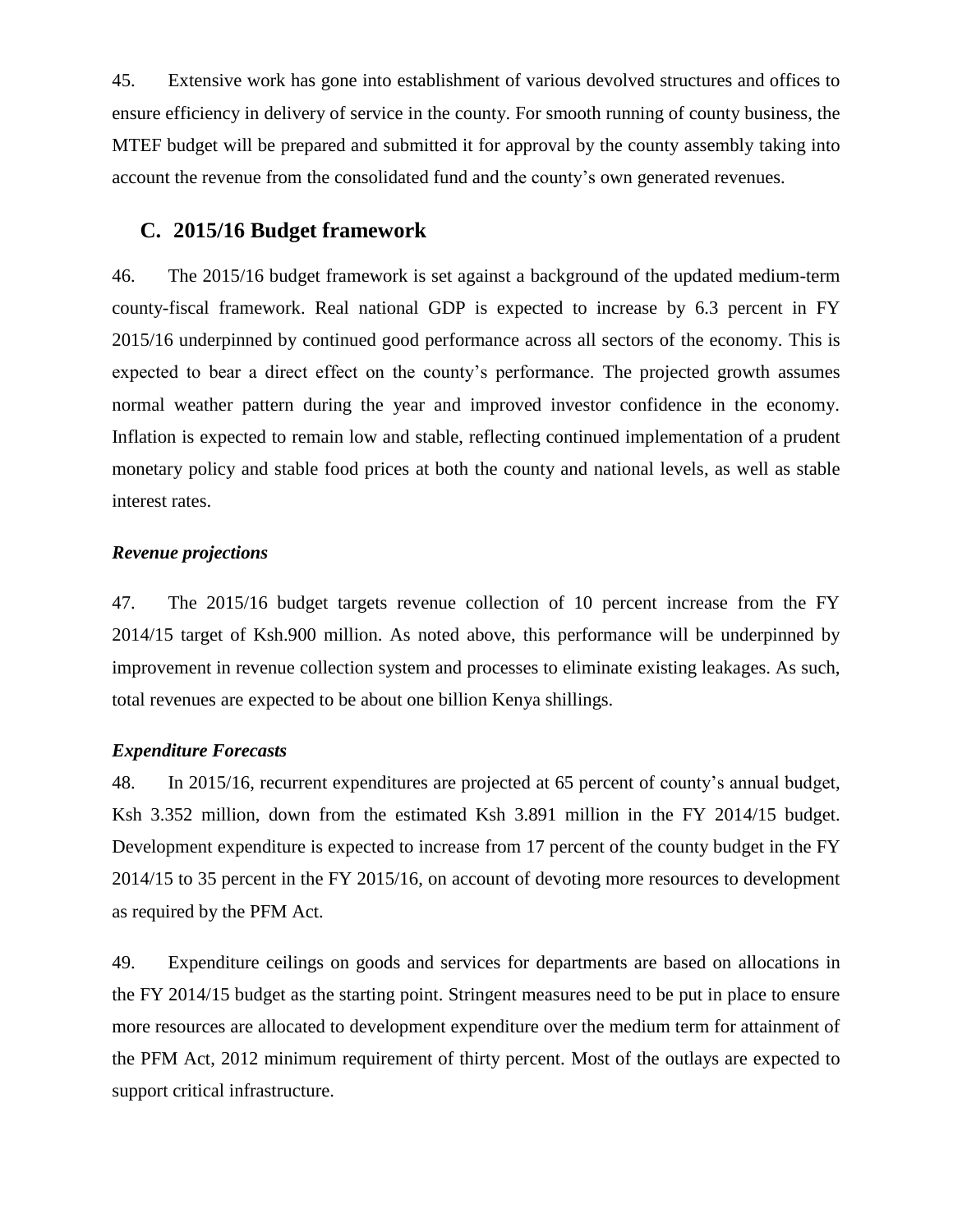45. Extensive work has gone into establishment of various devolved structures and offices to ensure efficiency in delivery of service in the county. For smooth running of county business, the MTEF budget will be prepared and submitted it for approval by the county assembly taking into account the revenue from the consolidated fund and the county's own generated revenues.

## C. 2015/16 Budget framework

46. The 2015/16 budget framework is set against a background of the updated medium-term county-fiscal framework. Real national GDP is expected to increase by 6.3 percent in FY 2015/16 underpinned by continued good performance across all sectors of the economy. This is expected to bear a direct effect on the county's performance. The projected growth assumes normal weather pattern during the year and improved investor confidence in the economy. Inflation is expected to remain low and stable, reflecting continued implementation of a prudent monetary policy and stable food prices at both the county and national levels, as well as stable interest rates.

### *Revenue projections*

47. The 2015/16 budget targets revenue collection of 10 percent increase from the FY 2014/15 target of Ksh.900 million. As noted above, this performance will be underpinned by improvement in revenue collection system and processes to eliminate existing leakages. As such, total revenues are expected to be about one billion Kenya shillings.

### *Expenditure Forecasts*

48. In 2015/16, recurrent expenditures are projected at 65 percent of county's annual budget, Ksh 3.352 million, down from the estimated Ksh 3.891 million in the FY 2014/15 budget. Development expenditure is expected to increase from 17 percent of the county budget in the FY 2014/15 to 35 percent in the FY 2015/16, on account of devoting more resources to development as required by the PFM Act.

49. Expenditure ceilings on goods and services for departments are based on allocations in the FY 2014/15 budget as the starting point. Stringent measures need to be put in place to ensure more resources are allocated to development expenditure over the medium term for attainment of the PFM Act, 2012 minimum requirement of thirty percent. Most of the outlays are expected to support critical infrastructure.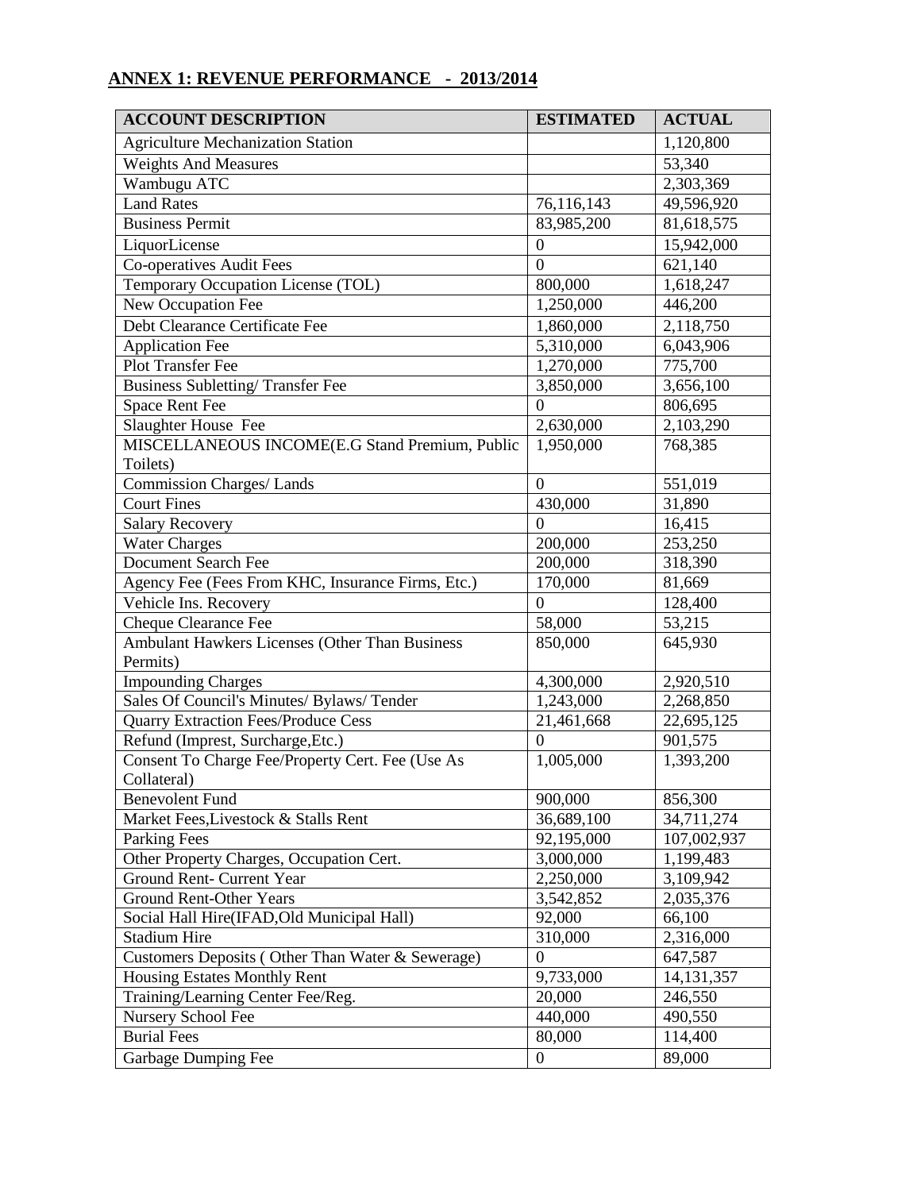## ANNEX 1: REVENUE PERFORMANCE - 2013/2014

| ACCOUNT DESCRIPTION | ESTIMATED | ACTUAL |
|---|---|---|
| Agriculture Mechanization Station | | 1,120,800 |
| Weights And Measures | | 53,340 |
| Wambugu ATC | | 2,303,369 |
| Land Rates | 76,116,143 | 49,596,920 |
| Business Permit | 83,985,200 | 81,618,575 |
| LiquorLicense | 0 | 15,942,000 |
| Co-operatives Audit Fees | 0 | 621,140 |
| Temporary Occupation License (TOL) | 800,000 | 1,618,247 |
| New Occupation Fee | 1,250,000 | 446,200 |
| Debt Clearance Certificate Fee | 1,860,000 | 2,118,750 |
| Application Fee | 5,310,000 | 6,043,906 |
| Plot Transfer Fee | 1,270,000 | 775,700 |
| Business Subletting/ Transfer Fee | 3,850,000 | 3,656,100 |
| Space Rent Fee | 0 | 806,695 |
| Slaughter House Fee | 2,630,000 | 2,103,290 |
| MISCELLANEOUS INCOME(E.G Stand Premium, Public Toilets) | 1,950,000 | 768,385 |
| Commission Charges/ Lands | 0 | 551,019 |
| Court Fines | 430,000 | 31,890 |
| Salary Recovery | 0 | 16,415 |
| Water Charges | 200,000 | 253,250 |
| Document Search Fee | 200,000 | 318,390 |
| Agency Fee (Fees From KHC, Insurance Firms, Etc.) | 170,000 | 81,669 |
| Vehicle Ins. Recovery | 0 | 128,400 |
| Cheque Clearance Fee | 58,000 | 53,215 |
| Ambulant Hawkers Licenses (Other Than Business Permits) | 850,000 | 645,930 |
| Impounding Charges | 4,300,000 | 2,920,510 |
| Sales Of Council's Minutes/ Bylaws/ Tender | 1,243,000 | 2,268,850 |
| Quarry Extraction Fees/Produce Cess | 21,461,668 | 22,695,125 |
| Refund (Imprest, Surcharge,Etc.) | 0 | 901,575 |
| Consent To Charge Fee/Property Cert. Fee (Use As Collateral) | 1,005,000 | 1,393,200 |
| Benevolent Fund | 900,000 | 856,300 |
| Market Fees,Livestock & Stalls Rent | 36,689,100 | 34,711,274 |
| Parking Fees | 92,195,000 | 107,002,937 |
| Other Property Charges, Occupation Cert. | 3,000,000 | 1,199,483 |
| Ground Rent- Current Year | 2,250,000 | 3,109,942 |
| Ground Rent-Other Years | 3,542,852 | 2,035,376 |
| Social Hall Hire(IFAD,Old Municipal Hall) | 92,000 | 66,100 |
| Stadium Hire | 310,000 | 2,316,000 |
| Customers Deposits ( Other Than Water & Sewerage) | 0 | 647,587 |
| Housing Estates Monthly Rent | 9,733,000 | 14,131,357 |
| Training/Learning Center Fee/Reg. | 20,000 | 246,550 |
| Nursery School Fee | 440,000 | 490,550 |
| Burial Fees | 80,000 | 114,400 |
| Garbage Dumping Fee | 0 | 89,000 |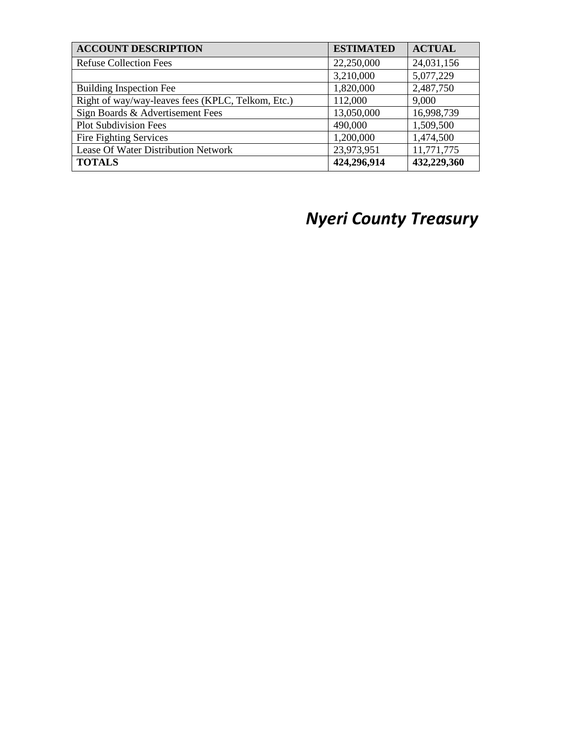| ACCOUNT DESCRIPTION | ESTIMATED | ACTUAL |
|---|---|---|
| Refuse Collection Fees | 22,250,000 | 24,031,156 |
| | 3,210,000 | 5,077,229 |
| Building Inspection Fee | 1,820,000 | 2,487,750 |
| Right of way/way-leaves fees (KPLC, Telkom, Etc.) | 112,000 | 9,000 |
| Sign Boards & Advertisement Fees | 13,050,000 | 16,998,739 |
| Plot Subdivision Fees | 490,000 | 1,509,500 |
| Fire Fighting Services | 1,200,000 | 1,474,500 |
| Lease Of Water Distribution Network | 23,973,951 | 11,771,775 |
| **TOTALS** | **424,296,914** | **432,229,360** |

***Nyeri County Treasury***